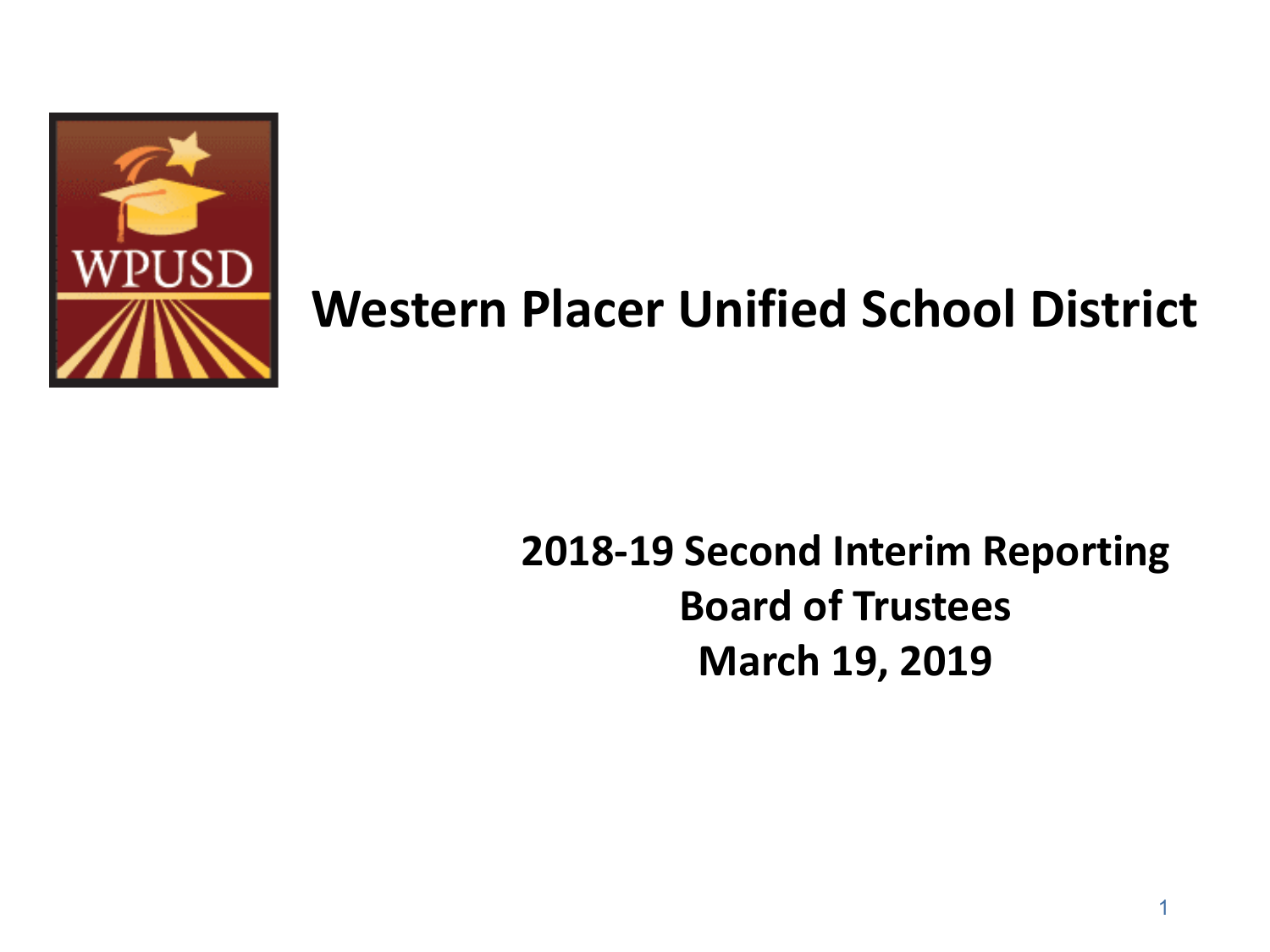# Western Placer Unified School District

**2018-19 Second Interim Reporting**
**Board of Trustees**
**March 19, 2019**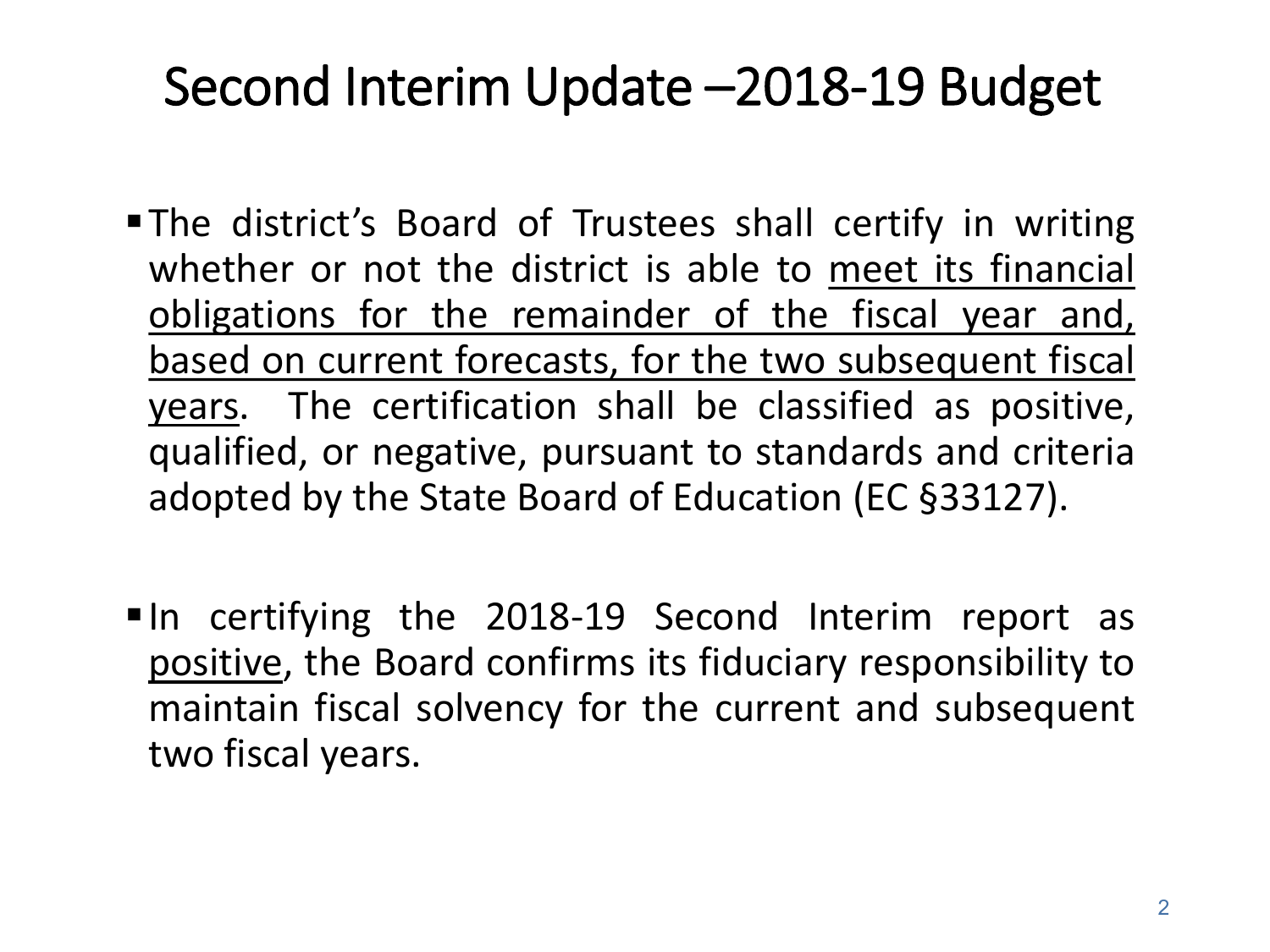# Second Interim Update –2018-19 Budget

- The district's Board of Trustees shall certify in writing whether or not the district is able to <u>meet its financial obligations for the remainder of the fiscal year and, based on current forecasts, for the two subsequent fiscal years</u>. The certification shall be classified as positive, qualified, or negative, pursuant to standards and criteria adopted by the State Board of Education (EC §33127).

- In certifying the 2018-19 Second Interim report as <u>positive</u>, the Board confirms its fiduciary responsibility to maintain fiscal solvency for the current and subsequent two fiscal years.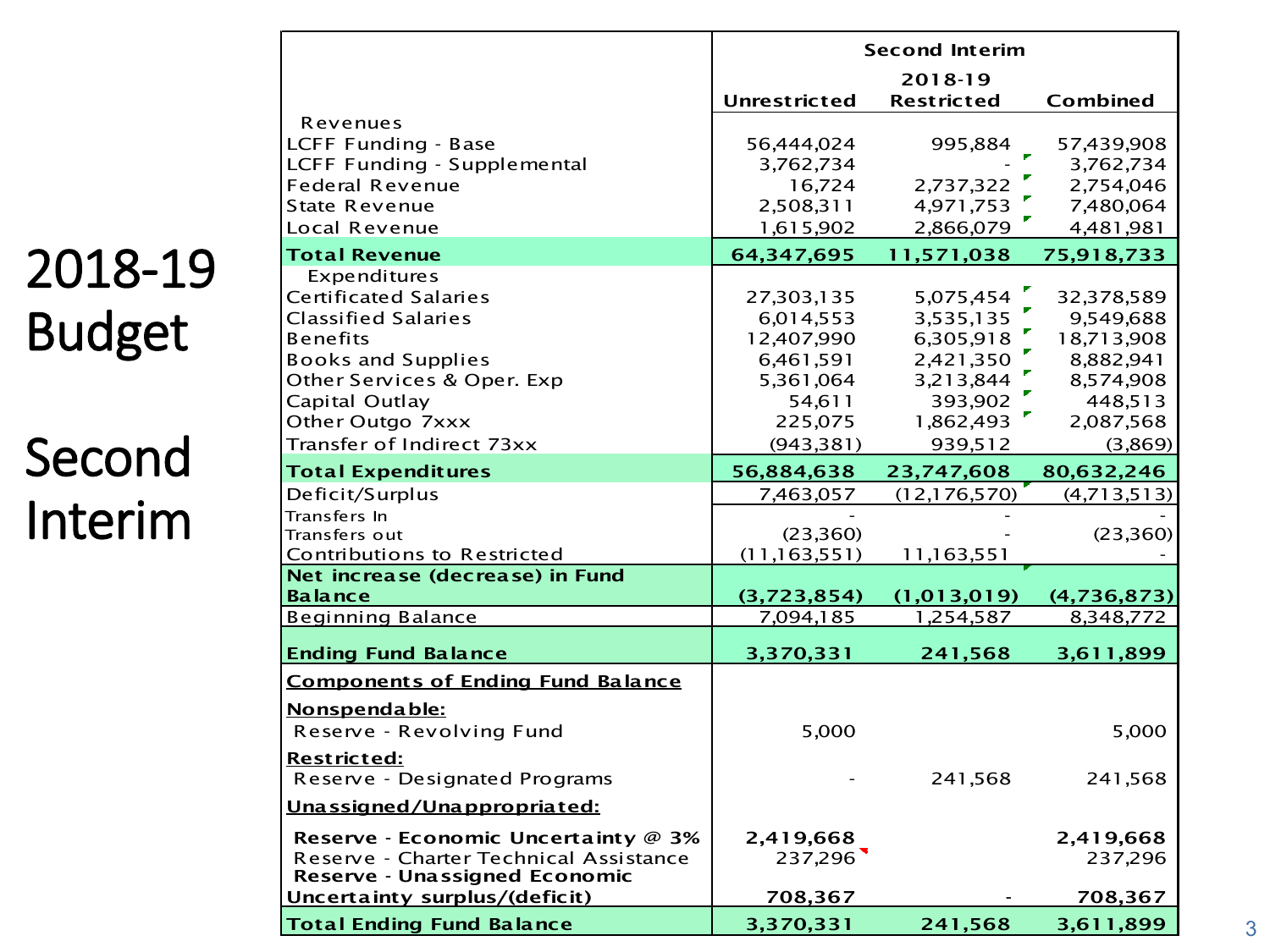# 2018-19 Budget

# Second Interim

| | Second Interim | | |
|---|---|---|---|
| | | 2018-19 | |
| | Unrestricted | Restricted | Combined |
| Revenues | | | |
| LCFF Funding - Base | 56,444,024 | 995,884 | 57,439,908 |
| LCFF Funding - Supplemental | 3,762,734 | - | 3,762,734 |
| Federal Revenue | 16,724 | 2,737,322 | 2,754,046 |
| State Revenue | 2,508,311 | 4,971,753 | 7,480,064 |
| Local Revenue | 1,615,902 | 2,866,079 | 4,481,981 |
| **Total Revenue** | **64,347,695** | **11,571,038** | **75,918,733** |
| Expenditures | | | |
| Certificated Salaries | 27,303,135 | 5,075,454 | 32,378,589 |
| Classified Salaries | 6,014,553 | 3,535,135 | 9,549,688 |
| Benefits | 12,407,990 | 6,305,918 | 18,713,908 |
| Books and Supplies | 6,461,591 | 2,421,350 | 8,882,941 |
| Other Services & Oper. Exp | 5,361,064 | 3,213,844 | 8,574,908 |
| Capital Outlay | 54,611 | 393,902 | 448,513 |
| Other Outgo 7xxx | 225,075 | 1,862,493 | 2,087,568 |
| Transfer of Indirect 73xx | (943,381) | 939,512 | (3,869) |
| **Total Expenditures** | **56,884,638** | **23,747,608** | **80,632,246** |
| Deficit/Surplus | 7,463,057 | (12,176,570) | (4,713,513) |
| Transfers In | - | - | - |
| Transfers out | (23,360) | - | (23,360) |
| Contributions to Restricted | (11,163,551) | 11,163,551 | - |
| **Net increase (decrease) in Fund Balance** | **(3,723,854)** | **(1,013,019)** | **(4,736,873)** |
| Beginning Balance | 7,094,185 | 1,254,587 | 8,348,772 |
| **Ending Fund Balance** | **3,370,331** | **241,568** | **3,611,899** |
| **Components of Ending Fund Balance** | | | |
| **Nonspendable:** | | | |
| Reserve - Revolving Fund | 5,000 | | 5,000 |
| **Restricted:** | | | |
| Reserve - Designated Programs | - | 241,568 | 241,568 |
| **Unassigned/Unappropriated:** | | | |
| **Reserve - Economic Uncertainty @ 3%** | **2,419,668** | | **2,419,668** |
| Reserve - Charter Technical Assistance | 237,296 | | 237,296 |
| **Reserve - Unassigned Economic Uncertainty surplus/(deficit)** | **708,367** | - | **708,367** |
| **Total Ending Fund Balance** | **3,370,331** | **241,568** | **3,611,899** |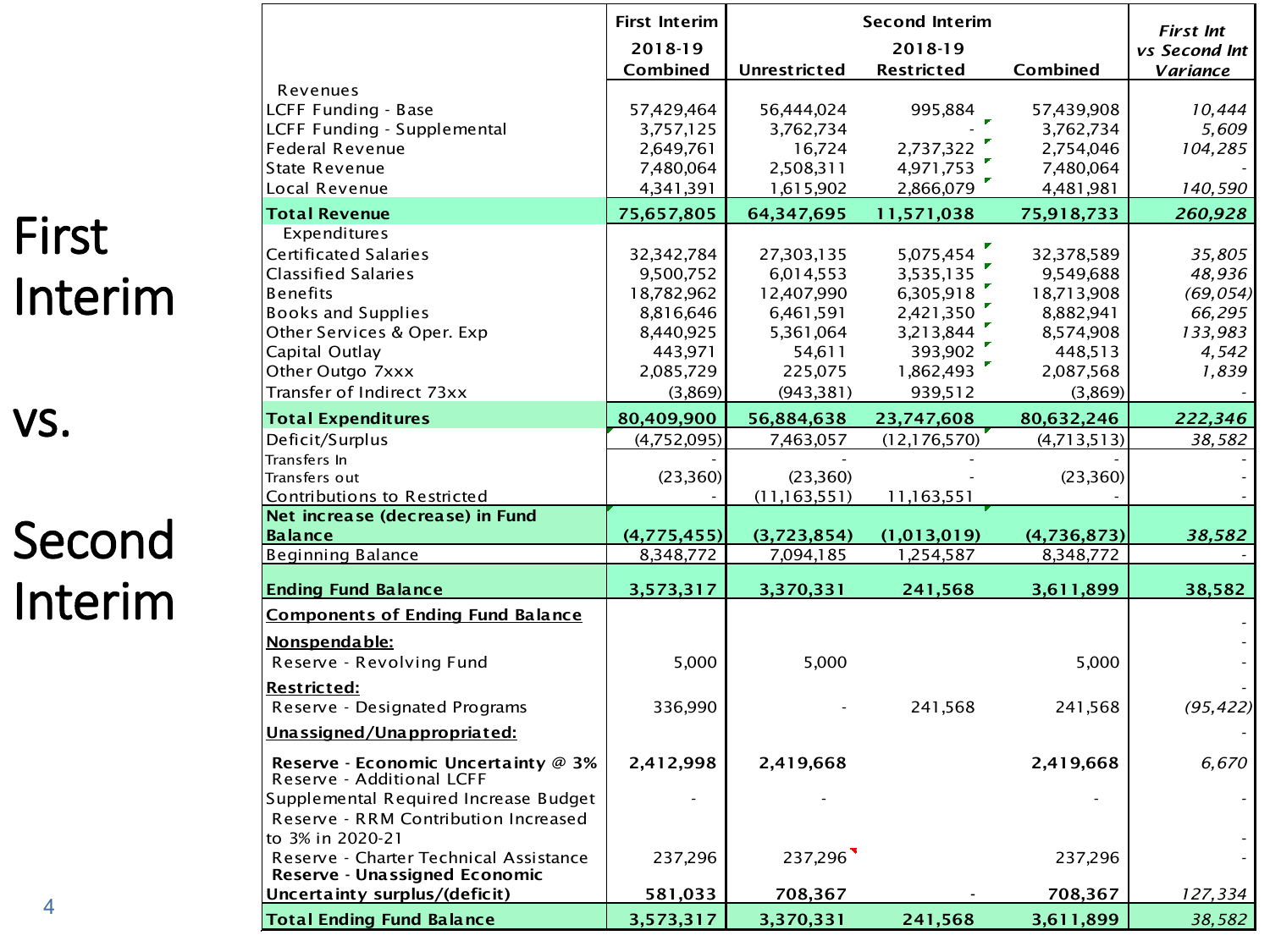# First Interim vs. Second Interim

| | First Interim 2018-19 Combined | Second Interim 2018-19 Unrestricted | Second Interim 2018-19 Restricted | Second Interim 2018-19 Combined | *First Int vs Second Int Variance* |
|---|---|---|---|---|---|
| Revenues | | | | | |
| LCFF Funding - Base | 57,429,464 | 56,444,024 | 995,884 | 57,439,908 | *10,444* |
| LCFF Funding - Supplemental | 3,757,125 | 3,762,734 | - | 3,762,734 | *5,609* |
| Federal Revenue | 2,649,761 | 16,724 | 2,737,322 | 2,754,046 | *104,285* |
| State Revenue | 7,480,064 | 2,508,311 | 4,971,753 | 7,480,064 | - |
| Local Revenue | 4,341,391 | 1,615,902 | 2,866,079 | 4,481,981 | *140,590* |
| **Total Revenue** | **75,657,805** | **64,347,695** | **11,571,038** | **75,918,733** | ***260,928*** |
| Expenditures | | | | | |
| Certificated Salaries | 32,342,784 | 27,303,135 | 5,075,454 | 32,378,589 | *35,805* |
| Classified Salaries | 9,500,752 | 6,014,553 | 3,535,135 | 9,549,688 | *48,936* |
| Benefits | 18,782,962 | 12,407,990 | 6,305,918 | 18,713,908 | *(69,054)* |
| Books and Supplies | 8,816,646 | 6,461,591 | 2,421,350 | 8,882,941 | *66,295* |
| Other Services & Oper. Exp | 8,440,925 | 5,361,064 | 3,213,844 | 8,574,908 | *133,983* |
| Capital Outlay | 443,971 | 54,611 | 393,902 | 448,513 | *4,542* |
| Other Outgo 7xxx | 2,085,729 | 225,075 | 1,862,493 | 2,087,568 | *1,839* |
| Transfer of Indirect 73xx | (3,869) | (943,381) | 939,512 | (3,869) | - |
| **Total Expenditures** | **80,409,900** | **56,884,638** | **23,747,608** | **80,632,246** | ***222,346*** |
| Deficit/Surplus | (4,752,095) | 7,463,057 | (12,176,570) | (4,713,513) | *38,582* |
| Transfers In | - | - | - | - | - |
| Transfers out | (23,360) | (23,360) | - | (23,360) | - |
| Contributions to Restricted | - | (11,163,551) | 11,163,551 | - | - |
| **Net increase (decrease) in Fund Balance** | **(4,775,455)** | **(3,723,854)** | **(1,013,019)** | **(4,736,873)** | ***38,582*** |
| Beginning Balance | 8,348,772 | 7,094,185 | 1,254,587 | 8,348,772 | - |
| **Ending Fund Balance** | **3,573,317** | **3,370,331** | **241,568** | **3,611,899** | **38,582** |
| **Components of Ending Fund Balance** | | | | | - |
| **Nonspendable:** | | | | | - |
| Reserve - Revolving Fund | 5,000 | 5,000 | | 5,000 | - |
| **Restricted:** | | | | | - |
| Reserve - Designated Programs | 336,990 | - | 241,568 | 241,568 | *(95,422)* |
| **Unassigned/Unappropriated:** | | | | | - |
| **Reserve - Economic Uncertainty @ 3%** | **2,412,998** | **2,419,668** | | **2,419,668** | *6,670* |
| Reserve - Additional LCFF Supplemental Required Increase Budget | - | - | | - | - |
| Reserve - RRM Contribution Increased to 3% in 2020-21 | | | | | - |
| Reserve - Charter Technical Assistance | 237,296 | 237,296 | | 237,296 | - |
| **Reserve - Unassigned Economic Uncertainty surplus/(deficit)** | **581,033** | **708,367** | - | **708,367** | *127,334* |
| **Total Ending Fund Balance** | **3,573,317** | **3,370,331** | **241,568** | **3,611,899** | *38,582* |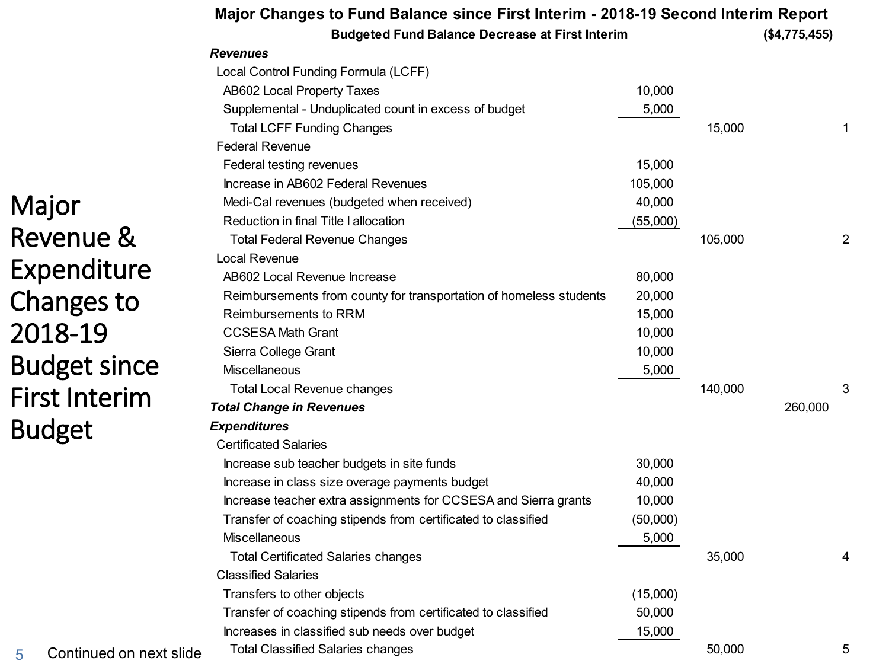# Major Revenue & Expenditure Changes to 2018-19 Budget since First Interim Budget

## Major Changes to Fund Balance since First Interim - 2018-19 Second Interim Report

| | | | | |
|---|---|---|---|---|
| **Budgeted Fund Balance Decrease at First Interim** | | | ($4,775,455) | |
| ***Revenues*** | | | | |
| Local Control Funding Formula (LCFF) | | | | |
| AB602 Local Property Taxes | 10,000 | | | |
| Supplemental - Unduplicated count in excess of budget | 5,000 | | | |
| Total LCFF Funding Changes | | 15,000 | | 1 |
| Federal Revenue | | | | |
| Federal testing revenues | 15,000 | | | |
| Increase in AB602 Federal Revenues | 105,000 | | | |
| Medi-Cal revenues (budgeted when received) | 40,000 | | | |
| Reduction in final Title I allocation | (55,000) | | | |
| Total Federal Revenue Changes | | 105,000 | | 2 |
| Local Revenue | | | | |
| AB602 Local Revenue Increase | 80,000 | | | |
| Reimbursements from county for transportation of homeless students | 20,000 | | | |
| Reimbursements to RRM | 15,000 | | | |
| CCSESA Math Grant | 10,000 | | | |
| Sierra College Grant | 10,000 | | | |
| Miscellaneous | 5,000 | | | |
| Total Local Revenue changes | | 140,000 | | 3 |
| ***Total Change in Revenues*** | | | 260,000 | |
| ***Expenditures*** | | | | |
| Certificated Salaries | | | | |
| Increase sub teacher budgets in site funds | 30,000 | | | |
| Increase in class size overage payments budget | 40,000 | | | |
| Increase teacher extra assignments for CCSESA and Sierra grants | 10,000 | | | |
| Transfer of coaching stipends from certificated to classified | (50,000) | | | |
| Miscellaneous | 5,000 | | | |
| Total Certificated Salaries changes | | 35,000 | | 4 |
| Classified Salaries | | | | |
| Transfers to other objects | (15,000) | | | |
| Transfer of coaching stipends from certificated to classified | 50,000 | | | |
| Increases in classified sub needs over budget | 15,000 | | | |
| Total Classified Salaries changes | | 50,000 | | 5 |

Continued on next slide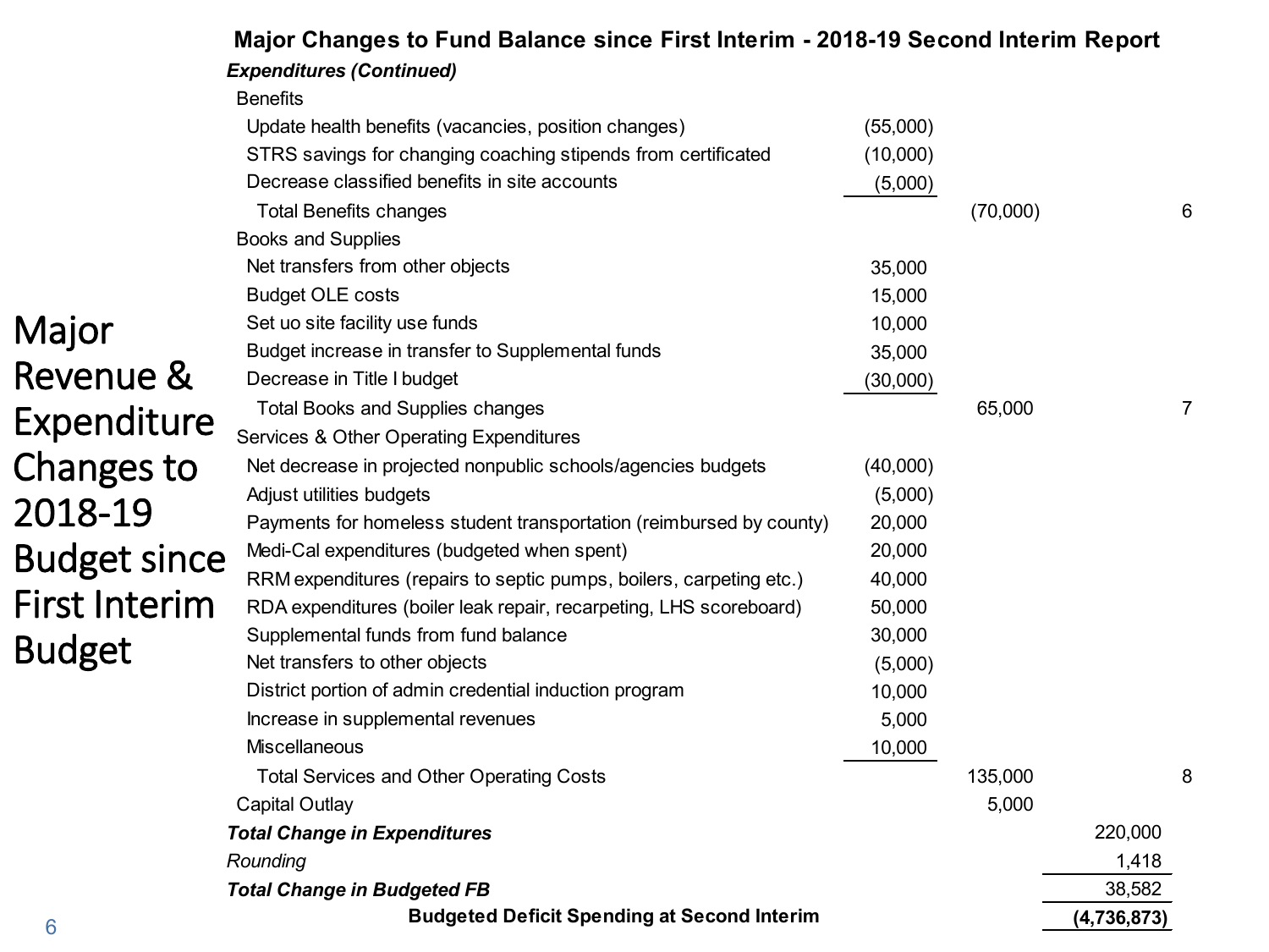# Major Revenue & Expenditure Changes to 2018-19 Budget since First Interim Budget

## Major Changes to Fund Balance since First Interim - 2018-19 Second Interim Report

| | | | | |
|---|---|---|---|---|
| ***Expenditures (Continued)*** | | | | |
| Benefits | | | | |
| Update health benefits (vacancies, position changes) | (55,000) | | | |
| STRS savings for changing coaching stipends from certificated | (10,000) | | | |
| Decrease classified benefits in site accounts | (5,000) | | | |
| Total Benefits changes | | (70,000) | | 6 |
| Books and Supplies | | | | |
| Net transfers from other objects | 35,000 | | | |
| Budget OLE costs | 15,000 | | | |
| Set uo site facility use funds | 10,000 | | | |
| Budget increase in transfer to Supplemental funds | 35,000 | | | |
| Decrease in Title I budget | (30,000) | | | |
| Total Books and Supplies changes | | 65,000 | | 7 |
| Services & Other Operating Expenditures | | | | |
| Net decrease in projected nonpublic schools/agencies budgets | (40,000) | | | |
| Adjust utilities budgets | (5,000) | | | |
| Payments for homeless student transportation (reimbursed by county) | 20,000 | | | |
| Medi-Cal expenditures (budgeted when spent) | 20,000 | | | |
| RRM expenditures (repairs to septic pumps, boilers, carpeting etc.) | 40,000 | | | |
| RDA expenditures (boiler leak repair, recarpeting, LHS scoreboard) | 50,000 | | | |
| Supplemental funds from fund balance | 30,000 | | | |
| Net transfers to other objects | (5,000) | | | |
| District portion of admin credential induction program | 10,000 | | | |
| Increase in supplemental revenues | 5,000 | | | |
| Miscellaneous | 10,000 | | | |
| Total Services and Other Operating Costs | | 135,000 | | 8 |
| Capital Outlay | | 5,000 | | |
| ***Total Change in Expenditures*** | | | 220,000 | |
| *Rounding* | | | 1,418 | |
| ***Total Change in Budgeted FB*** | | | 38,582 | |
| **Budgeted Deficit Spending at Second Interim** | | | **(4,736,873)** | |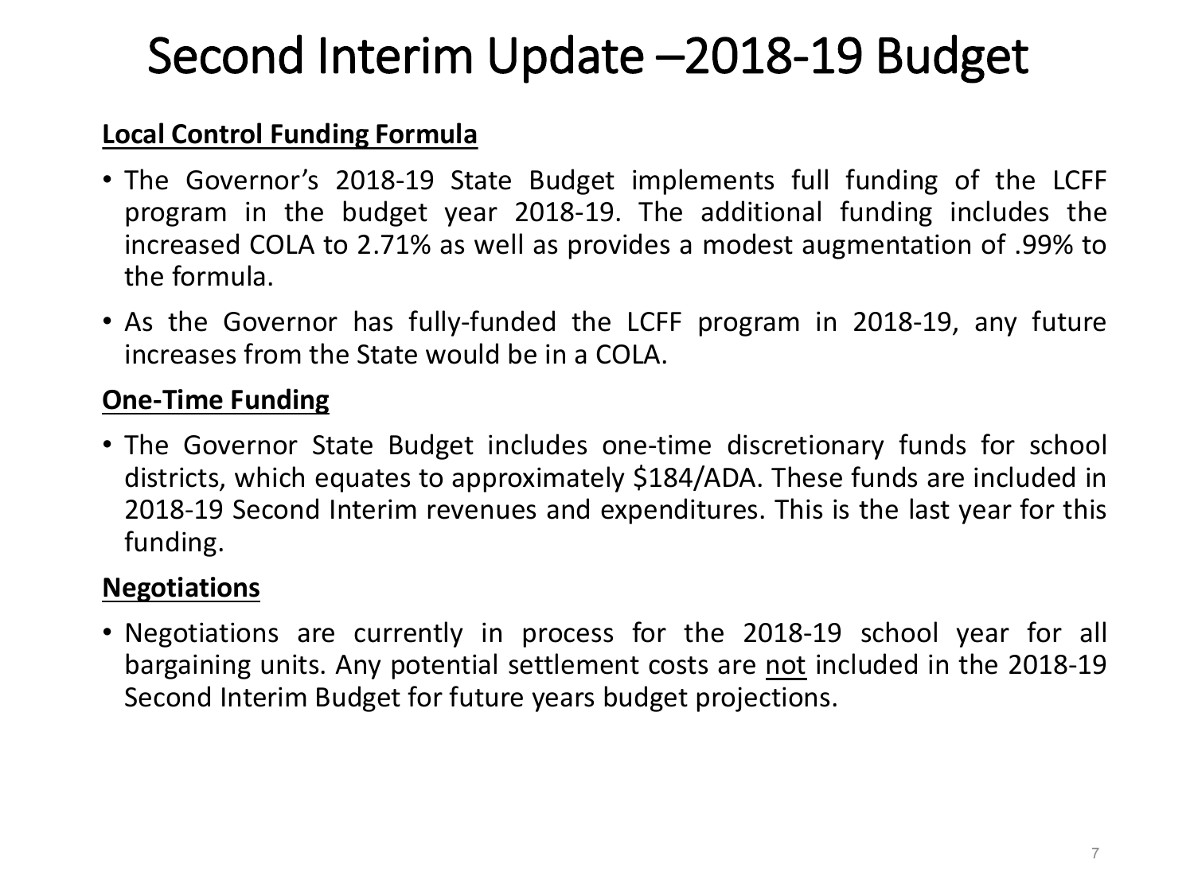# Second Interim Update –2018-19 Budget

**Local Control Funding Formula**

- The Governor's 2018-19 State Budget implements full funding of the LCFF program in the budget year 2018-19. The additional funding includes the increased COLA to 2.71% as well as provides a modest augmentation of .99% to the formula.
- As the Governor has fully-funded the LCFF program in 2018-19, any future increases from the State would be in a COLA.

**One-Time Funding**

- The Governor State Budget includes one-time discretionary funds for school districts, which equates to approximately $184/ADA. These funds are included in 2018-19 Second Interim revenues and expenditures. This is the last year for this funding.

**Negotiations**

- Negotiations are currently in process for the 2018-19 school year for all bargaining units. Any potential settlement costs are <u>not</u> included in the 2018-19 Second Interim Budget for future years budget projections.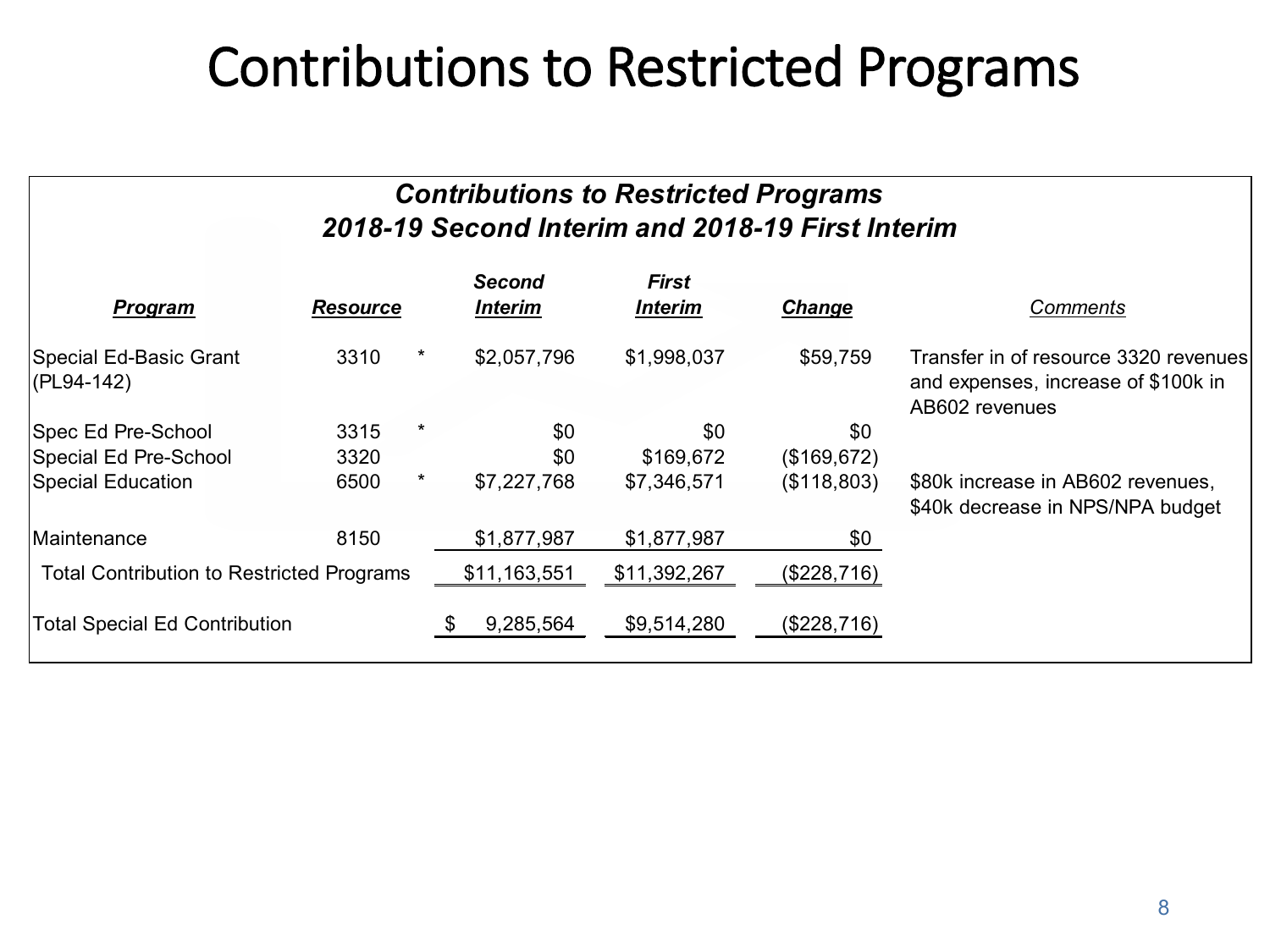# Contributions to Restricted Programs

***Contributions to Restricted Programs***
***2018-19 Second Interim and 2018-19 First Interim***

| *Program* | *Resource* | | *Second Interim* | *First Interim* | *Change* | *Comments* |
|---|---|---|---|---|---|---|
| Special Ed-Basic Grant (PL94-142) | 3310 | * | $2,057,796 | $1,998,037 | $59,759 | Transfer in of resource 3320 revenues and expenses, increase of $100k in AB602 revenues |
| Spec Ed Pre-School | 3315 | * | $0 | $0 | $0 | |
| Special Ed Pre-School | 3320 | | $0 | $169,672 | ($169,672) | |
| Special Education | 6500 | * | $7,227,768 | $7,346,571 | ($118,803) | $80k increase in AB602 revenues, $40k decrease in NPS/NPA budget |
| Maintenance | 8150 | | $1,877,987 | $1,877,987 | $0 | |
| Total Contribution to Restricted Programs | | | $11,163,551 | $11,392,267 | ($228,716) | |
| Total Special Ed Contribution | | | $ 9,285,564 | $9,514,280 | ($228,716) | |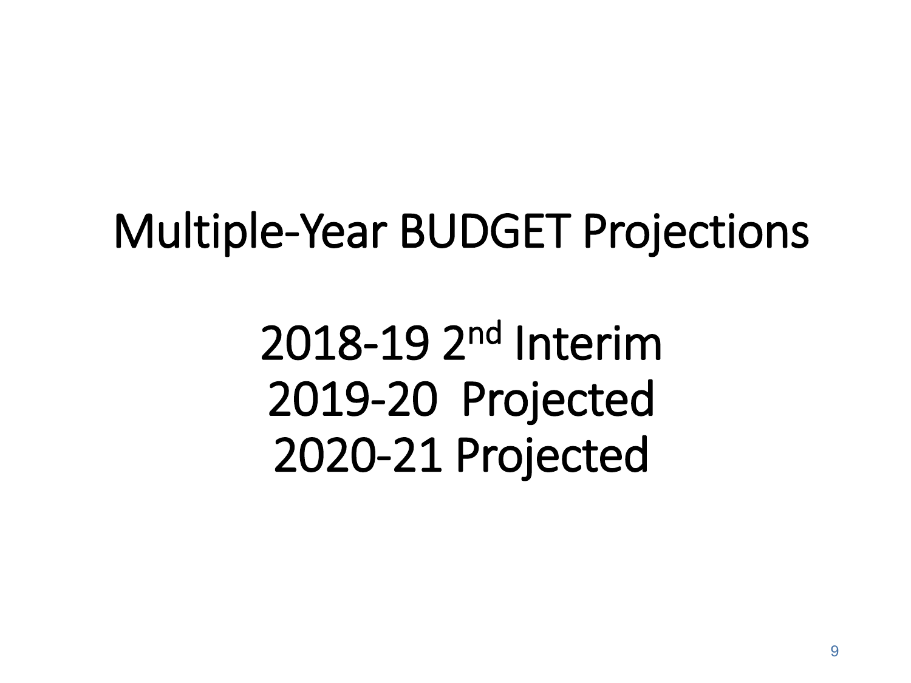# Multiple-Year BUDGET Projections

2018-19 2nd Interim
2019-20 Projected
2020-21 Projected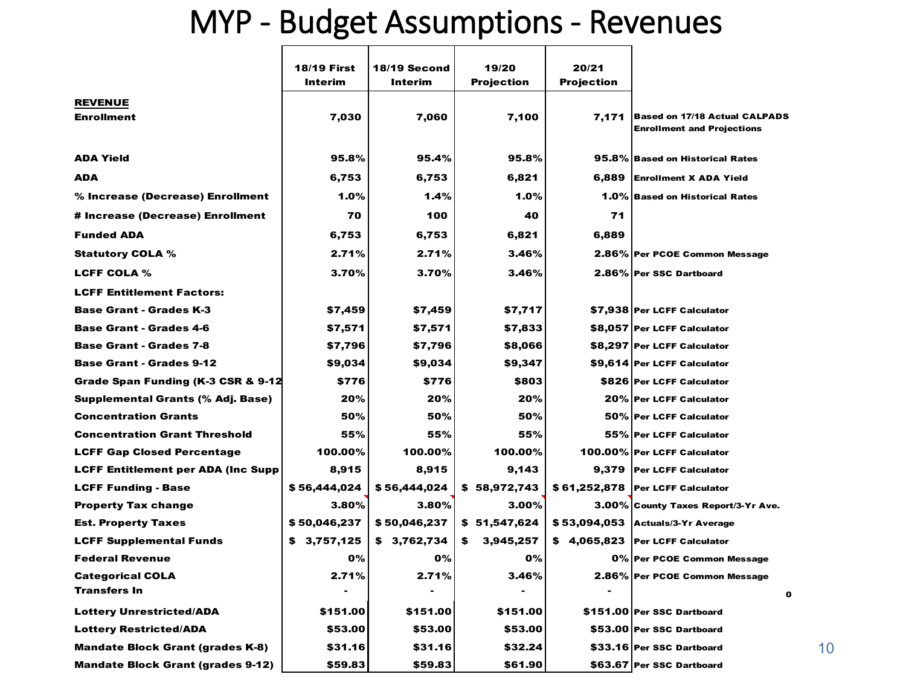# MYP - Budget Assumptions - Revenues

| | 18/19 First Interim | 18/19 Second Interim | 19/20 Projection | 20/21 Projection | |
|---|---|---|---|---|---|
| **REVENUE** | | | | | |
| **Enrollment** | 7,030 | 7,060 | 7,100 | 7,171 | Based on 17/18 Actual CALPADS Enrollment and Projections |
| **ADA Yield** | 95.8% | 95.4% | 95.8% | 95.8% | Based on Historical Rates |
| **ADA** | 6,753 | 6,753 | 6,821 | 6,889 | Enrollment X ADA Yield |
| **% Increase (Decrease) Enrollment** | 1.0% | 1.4% | 1.0% | 1.0% | Based on Historical Rates |
| **# Increase (Decrease) Enrollment** | 70 | 100 | 40 | 71 | |
| **Funded ADA** | 6,753 | 6,753 | 6,821 | 6,889 | |
| **Statutory COLA %** | 2.71% | 2.71% | 3.46% | 2.86% | Per PCOE Common Message |
| **LCFF COLA %** | 3.70% | 3.70% | 3.46% | 2.86% | Per SSC Dartboard |
| **LCFF Entitlement Factors:** | | | | | |
| **Base Grant - Grades K-3** | $7,459 | $7,459 | $7,717 | $7,938 | Per LCFF Calculator |
| **Base Grant - Grades 4-6** | $7,571 | $7,571 | $7,833 | $8,057 | Per LCFF Calculator |
| **Base Grant - Grades 7-8** | $7,796 | $7,796 | $8,066 | $8,297 | Per LCFF Calculator |
| **Base Grant - Grades 9-12** | $9,034 | $9,034 | $9,347 | $9,614 | Per LCFF Calculator |
| **Grade Span Funding (K-3 CSR & 9-12** | $776 | $776 | $803 | $826 | Per LCFF Calculator |
| **Supplemental Grants (% Adj. Base)** | 20% | 20% | 20% | 20% | Per LCFF Calculator |
| **Concentration Grants** | 50% | 50% | 50% | 50% | Per LCFF Calculator |
| **Concentration Grant Threshold** | 55% | 55% | 55% | 55% | Per LCFF Calculator |
| **LCFF Gap Closed Percentage** | 100.00% | 100.00% | 100.00% | 100.00% | Per LCFF Calculator |
| **LCFF Entitlement per ADA (Inc Supp** | 8,915 | 8,915 | 9,143 | 9,379 | Per LCFF Calculator |
| **LCFF Funding - Base** | $ 56,444,024 | $ 56,444,024 | $ 58,972,743 | $ 61,252,878 | Per LCFF Calculator |
| **Property Tax change** | 3.80% | 3.80% | 3.00% | 3.00% | County Taxes Report/3-Yr Ave. |
| **Est. Property Taxes** | $ 50,046,237 | $ 50,046,237 | $ 51,547,624 | $ 53,094,053 | Actuals/3-Yr Average |
| **LCFF Supplemental Funds** | $ 3,757,125 | $ 3,762,734 | $ 3,945,257 | $ 4,065,823 | Per LCFF Calculator |
| **Federal Revenue** | 0% | 0% | 0% | 0% | Per PCOE Common Message |
| **Categorical COLA** | 2.71% | 2.71% | 3.46% | 2.86% | Per PCOE Common Message |
| **Transfers In** | - | - | - | - | 0 |
| **Lottery Unrestricted/ADA** | $151.00 | $151.00 | $151.00 | $151.00 | Per SSC Dartboard |
| **Lottery Restricted/ADA** | $53.00 | $53.00 | $53.00 | $53.00 | Per SSC Dartboard |
| **Mandate Block Grant (grades K-8)** | $31.16 | $31.16 | $32.24 | $33.16 | Per SSC Dartboard |
| **Mandate Block Grant (grades 9-12)** | $59.83 | $59.83 | $61.90 | $63.67 | Per SSC Dartboard |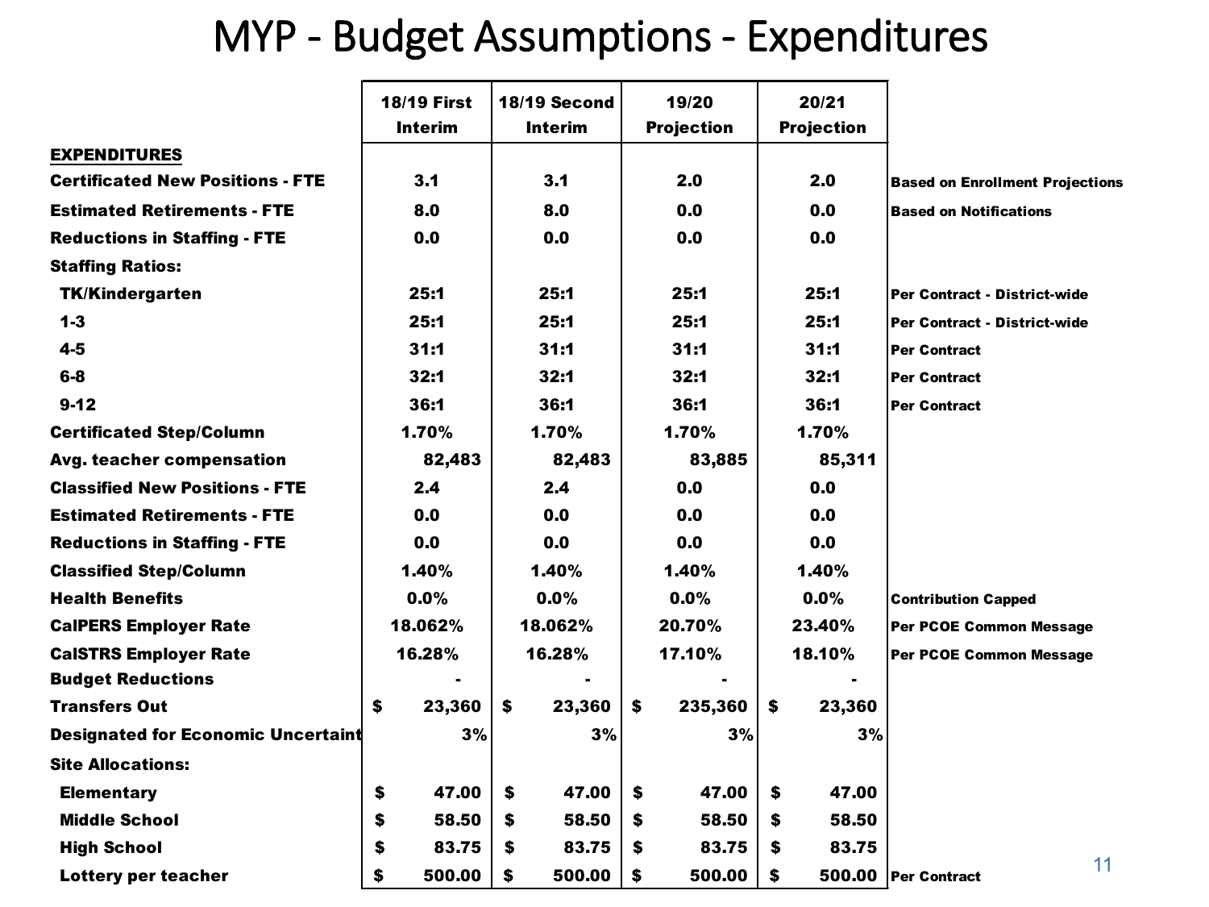# MYP - Budget Assumptions - Expenditures

| | 18/19 First Interim | 18/19 Second Interim | 19/20 Projection | 20/21 Projection | |
|---|---|---|---|---|---|
| **EXPENDITURES** | | | | | |
| **Certificated New Positions - FTE** | 3.1 | 3.1 | 2.0 | 2.0 | Based on Enrollment Projections |
| **Estimated Retirements - FTE** | 8.0 | 8.0 | 0.0 | 0.0 | Based on Notifications |
| **Reductions in Staffing - FTE** | 0.0 | 0.0 | 0.0 | 0.0 | |
| **Staffing Ratios:** | | | | | |
| TK/Kindergarten | 25:1 | 25:1 | 25:1 | 25:1 | Per Contract - District-wide |
| 1-3 | 25:1 | 25:1 | 25:1 | 25:1 | Per Contract - District-wide |
| 4-5 | 31:1 | 31:1 | 31:1 | 31:1 | Per Contract |
| 6-8 | 32:1 | 32:1 | 32:1 | 32:1 | Per Contract |
| 9-12 | 36:1 | 36:1 | 36:1 | 36:1 | Per Contract |
| **Certificated Step/Column** | 1.70% | 1.70% | 1.70% | 1.70% | |
| **Avg. teacher compensation** | 82,483 | 82,483 | 83,885 | 85,311 | |
| **Classified New Positions - FTE** | 2.4 | 2.4 | 0.0 | 0.0 | |
| **Estimated Retirements - FTE** | 0.0 | 0.0 | 0.0 | 0.0 | |
| **Reductions in Staffing - FTE** | 0.0 | 0.0 | 0.0 | 0.0 | |
| **Classified Step/Column** | 1.40% | 1.40% | 1.40% | 1.40% | |
| **Health Benefits** | 0.0% | 0.0% | 0.0% | 0.0% | Contribution Capped |
| **CalPERS Employer Rate** | 18.062% | 18.062% | 20.70% | 23.40% | Per PCOE Common Message |
| **CalSTRS Employer Rate** | 16.28% | 16.28% | 17.10% | 18.10% | Per PCOE Common Message |
| **Budget Reductions** | - | - | - | - | |
| **Transfers Out** | $ 23,360 | $ 23,360 | $ 235,360 | $ 23,360 | |
| **Designated for Economic Uncertaint** | 3% | 3% | 3% | 3% | |
| **Site Allocations:** | | | | | |
| Elementary | $ 47.00 | $ 47.00 | $ 47.00 | $ 47.00 | |
| Middle School | $ 58.50 | $ 58.50 | $ 58.50 | $ 58.50 | |
| High School | $ 83.75 | $ 83.75 | $ 83.75 | $ 83.75 | |
| Lottery per teacher | $ 500.00 | $ 500.00 | $ 500.00 | $ 500.00 | Per Contract |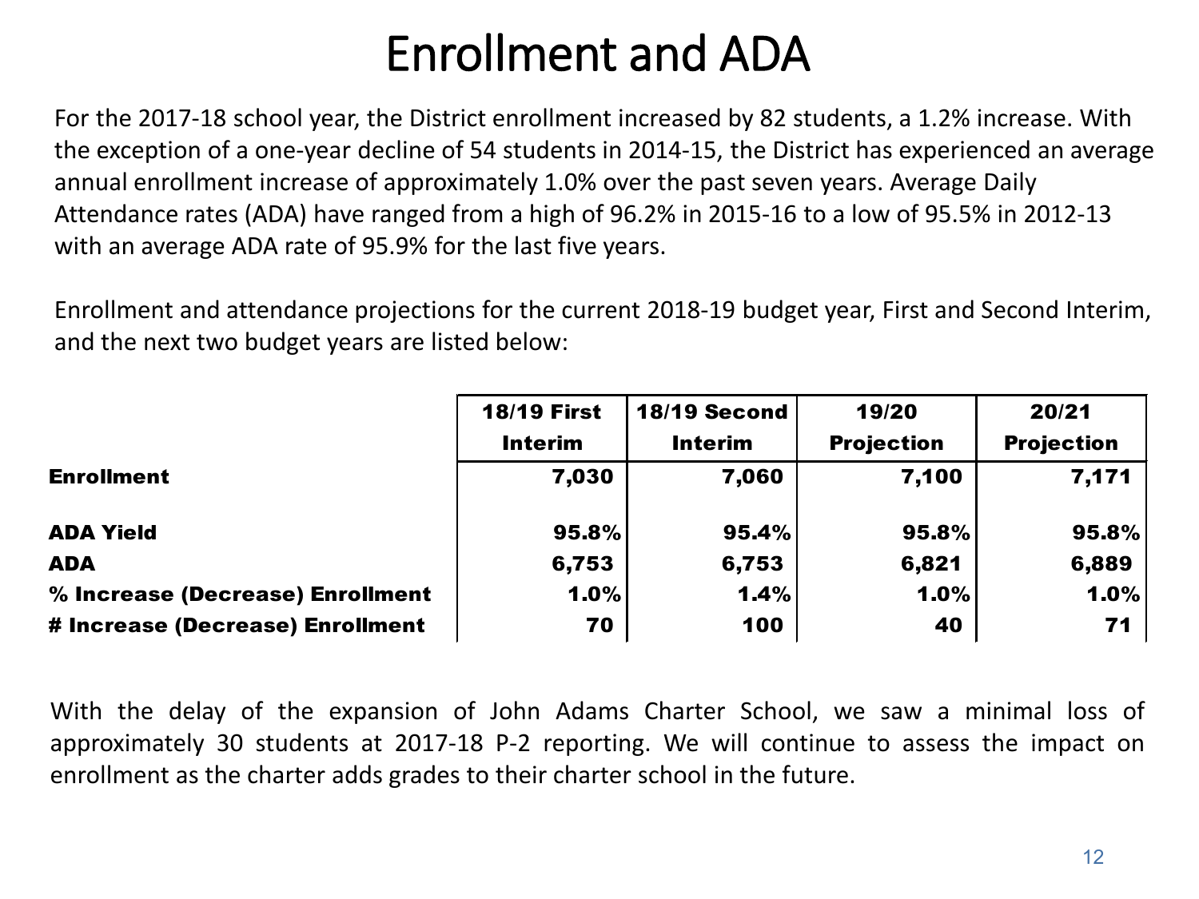# Enrollment and ADA

For the 2017-18 school year, the District enrollment increased by 82 students, a 1.2% increase. With the exception of a one-year decline of 54 students in 2014-15, the District has experienced an average annual enrollment increase of approximately 1.0% over the past seven years. Average Daily Attendance rates (ADA) have ranged from a high of 96.2% in 2015-16 to a low of 95.5% in 2012-13 with an average ADA rate of 95.9% for the last five years.

Enrollment and attendance projections for the current 2018-19 budget year, First and Second Interim, and the next two budget years are listed below:

| | 18/19 First Interim | 18/19 Second Interim | 19/20 Projection | 20/21 Projection |
|---|---|---|---|---|
| **Enrollment** | 7,030 | 7,060 | 7,100 | 7,171 |
| | | | | |
| **ADA Yield** | 95.8% | 95.4% | 95.8% | 95.8% |
| **ADA** | 6,753 | 6,753 | 6,821 | 6,889 |
| **% Increase (Decrease) Enrollment** | 1.0% | 1.4% | 1.0% | 1.0% |
| **# Increase (Decrease) Enrollment** | 70 | 100 | 40 | 71 |

With the delay of the expansion of John Adams Charter School, we saw a minimal loss of approximately 30 students at 2017-18 P-2 reporting. We will continue to assess the impact on enrollment as the charter adds grades to their charter school in the future.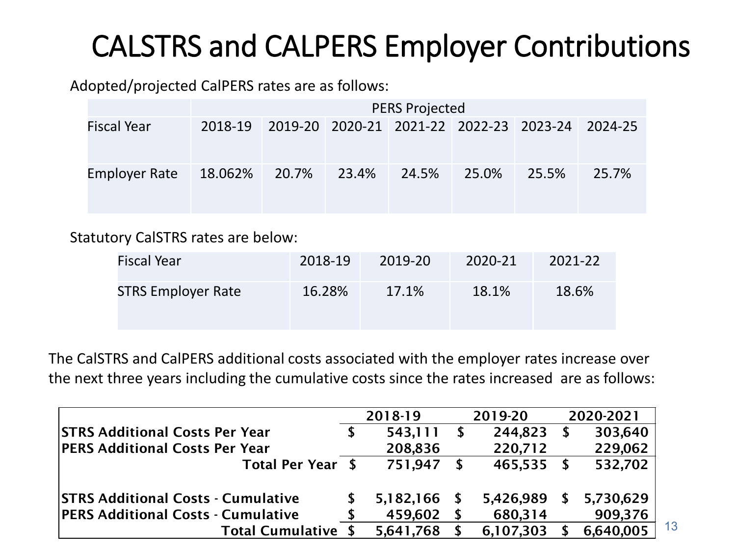# CALSTRS and CALPERS Employer Contributions

Adopted/projected CalPERS rates are as follows:

| | PERS Projected | | | | | | |
|---|---|---|---|---|---|---|---|
| Fiscal Year | 2018-19 | 2019-20 | 2020-21 | 2021-22 | 2022-23 | 2023-24 | 2024-25 |
| Employer Rate | 18.062% | 20.7% | 23.4% | 24.5% | 25.0% | 25.5% | 25.7% |

Statutory CalSTRS rates are below:

| Fiscal Year | 2018-19 | 2019-20 | 2020-21 | 2021-22 |
|---|---|---|---|---|
| STRS Employer Rate | 16.28% | 17.1% | 18.1% | 18.6% |

The CalSTRS and CalPERS additional costs associated with the employer rates increase over the next three years including the cumulative costs since the rates increased are as follows:

| | 2018-19 | 2019-20 | 2020-2021 |
|---|---|---|---|
| **STRS Additional Costs Per Year** | **$ 543,111** | **$ 244,823** | **$ 303,640** |
| **PERS Additional Costs Per Year** | **208,836** | **220,712** | **229,062** |
| **Total Per Year** | **$ 751,947** | **$ 465,535** | **$ 532,702** |
| | | | |
| **STRS Additional Costs - Cumulative** | **$ 5,182,166** | **$ 5,426,989** | **$ 5,730,629** |
| **PERS Additional Costs - Cumulative** | **$ 459,602** | **$ 680,314** | **909,376** |
| **Total Cumulative** | **$ 5,641,768** | **$ 6,107,303** | **$ 6,640,005** |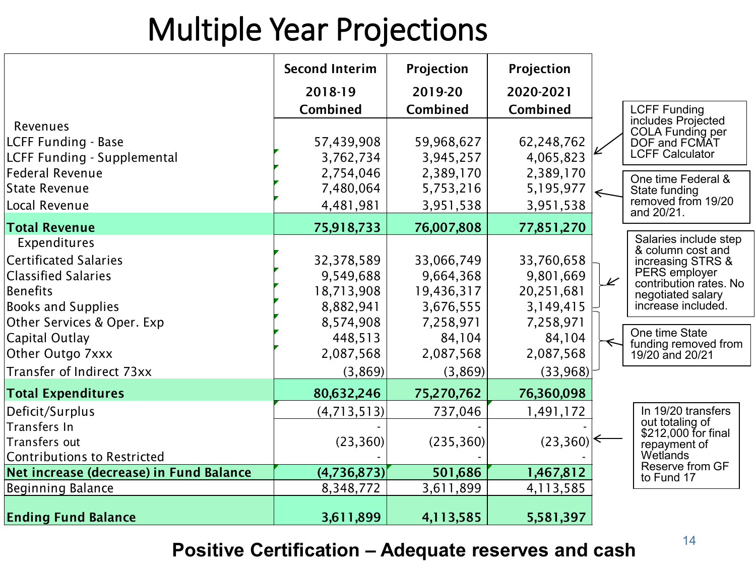# Multiple Year Projections

| | Second Interim 2018-19 Combined | Projection 2019-20 Combined | Projection 2020-2021 Combined |
|---|---|---|---|
| Revenues | | | |
| LCFF Funding - Base | 57,439,908 | 59,968,627 | 62,248,762 |
| LCFF Funding - Supplemental | 3,762,734 | 3,945,257 | 4,065,823 |
| Federal Revenue | 2,754,046 | 2,389,170 | 2,389,170 |
| State Revenue | 7,480,064 | 5,753,216 | 5,195,977 |
| Local Revenue | 4,481,981 | 3,951,538 | 3,951,538 |
| **Total Revenue** | **75,918,733** | **76,007,808** | **77,851,270** |
| Expenditures | | | |
| Certificated Salaries | 32,378,589 | 33,066,749 | 33,760,658 |
| Classified Salaries | 9,549,688 | 9,664,368 | 9,801,669 |
| Benefits | 18,713,908 | 19,436,317 | 20,251,681 |
| Books and Supplies | 8,882,941 | 3,676,555 | 3,149,415 |
| Other Services & Oper. Exp | 8,574,908 | 7,258,971 | 7,258,971 |
| Capital Outlay | 448,513 | 84,104 | 84,104 |
| Other Outgo 7xxx | 2,087,568 | 2,087,568 | 2,087,568 |
| Transfer of Indirect 73xx | (3,869) | (3,869) | (33,968) |
| **Total Expenditures** | **80,632,246** | **75,270,762** | **76,360,098** |
| Deficit/Surplus | (4,713,513) | 737,046 | 1,491,172 |
| Transfers In | - | - | - |
| Transfers out | (23,360) | (235,360) | (23,360) |
| Contributions to Restricted | - | - | - |
| **Net increase (decrease) in Fund Balance** | **(4,736,873)** | **501,686** | **1,467,812** |
| Beginning Balance | 8,348,772 | 3,611,899 | 4,113,585 |
| **Ending Fund Balance** | **3,611,899** | **4,113,585** | **5,581,397** |

- LCFF Funding includes Projected COLA Funding per DOF and FCMAT LCFF Calculator
- One time Federal & State funding removed from 19/20 and 20/21.
- Salaries include step & column cost and increasing STRS & PERS employer contribution rates. No negotiated salary increase included.
- One time State funding removed from 19/20 and 20/21
- In 19/20 transfers out totaling of $212,000 for final repayment of Wetlands Reserve from GF to Fund 17

**Positive Certification – Adequate reserves and cash**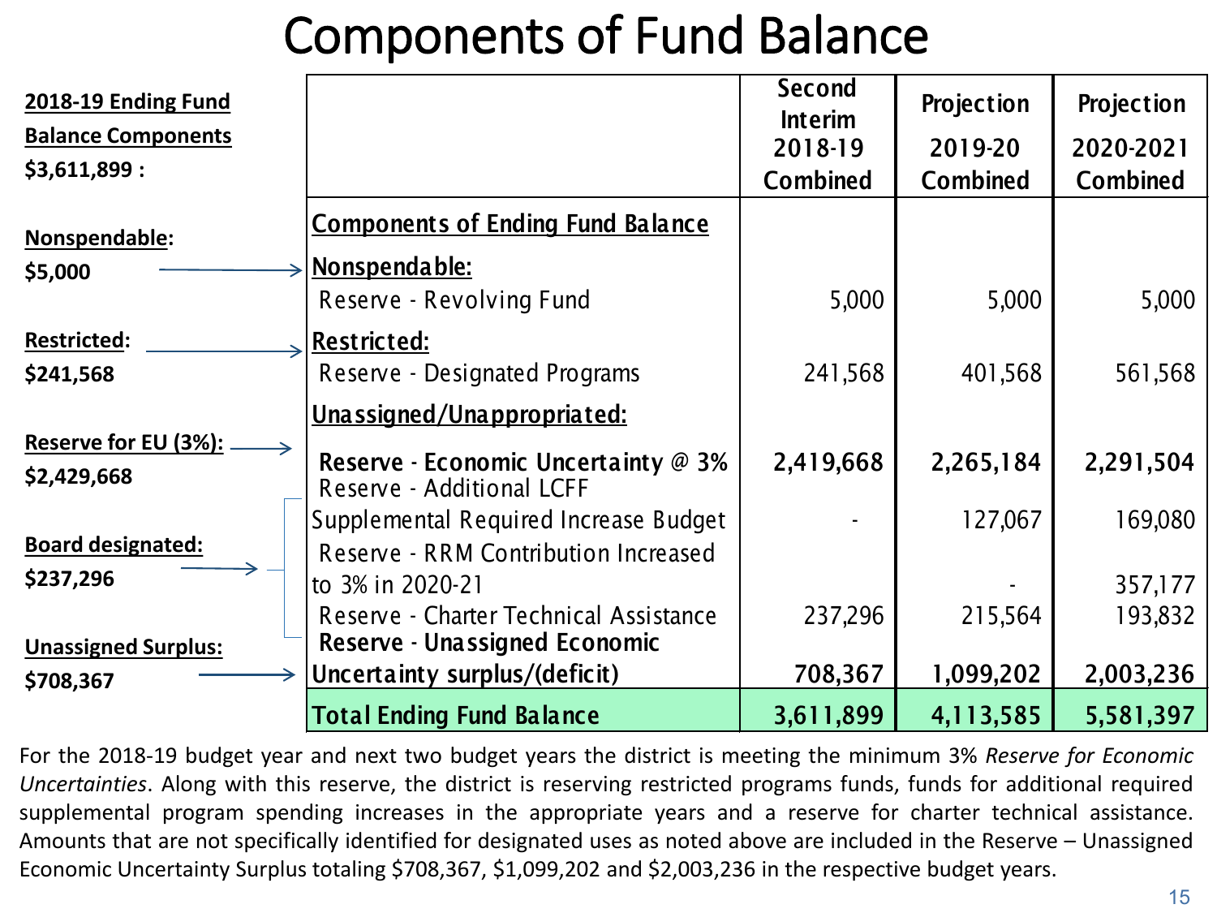# Components of Fund Balance

**2018-19 Ending Fund Balance Components $3,611,899 :**

**Nonspendable:** **$5,000**

**Restricted:** **$241,568**

**Reserve for EU (3%):** **$2,429,668**

**Board designated:** **$237,296**

**Unassigned Surplus:** **$708,367**

| | Second Interim 2018-19 Combined | Projection 2019-20 Combined | Projection 2020-2021 Combined |
|---|---|---|---|
| **Components of Ending Fund Balance** | | | |
| **Nonspendable:** | | | |
| Reserve - Revolving Fund | 5,000 | 5,000 | 5,000 |
| **Restricted:** | | | |
| Reserve - Designated Programs | 241,568 | 401,568 | 561,568 |
| **Unassigned/Unappropriated:** | | | |
| **Reserve - Economic Uncertainty @ 3%** | **2,419,668** | **2,265,184** | **2,291,504** |
| Reserve - Additional LCFF Supplemental Required Increase Budget | - | 127,067 | 169,080 |
| Reserve - RRM Contribution Increased to 3% in 2020-21 | | - | 357,177 |
| Reserve - Charter Technical Assistance | 237,296 | 215,564 | 193,832 |
| **Reserve - Unassigned Economic Uncertainty surplus/(deficit)** | **708,367** | **1,099,202** | **2,003,236** |
| **Total Ending Fund Balance** | **3,611,899** | **4,113,585** | **5,581,397** |

For the 2018-19 budget year and next two budget years the district is meeting the minimum 3% *Reserve for Economic Uncertainties*. Along with this reserve, the district is reserving restricted programs funds, funds for additional required supplemental program spending increases in the appropriate years and a reserve for charter technical assistance. Amounts that are not specifically identified for designated uses as noted above are included in the Reserve – Unassigned Economic Uncertainty Surplus totaling $708,367, $1,099,202 and $2,003,236 in the respective budget years.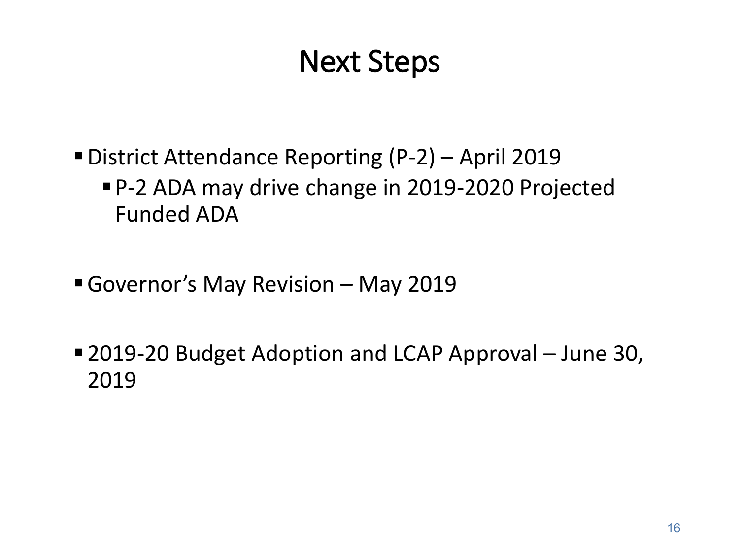# Next Steps

- District Attendance Reporting (P-2) – April 2019
  - P-2 ADA may drive change in 2019-2020 Projected Funded ADA

- Governor's May Revision – May 2019

- 2019-20 Budget Adoption and LCAP Approval – June 30, 2019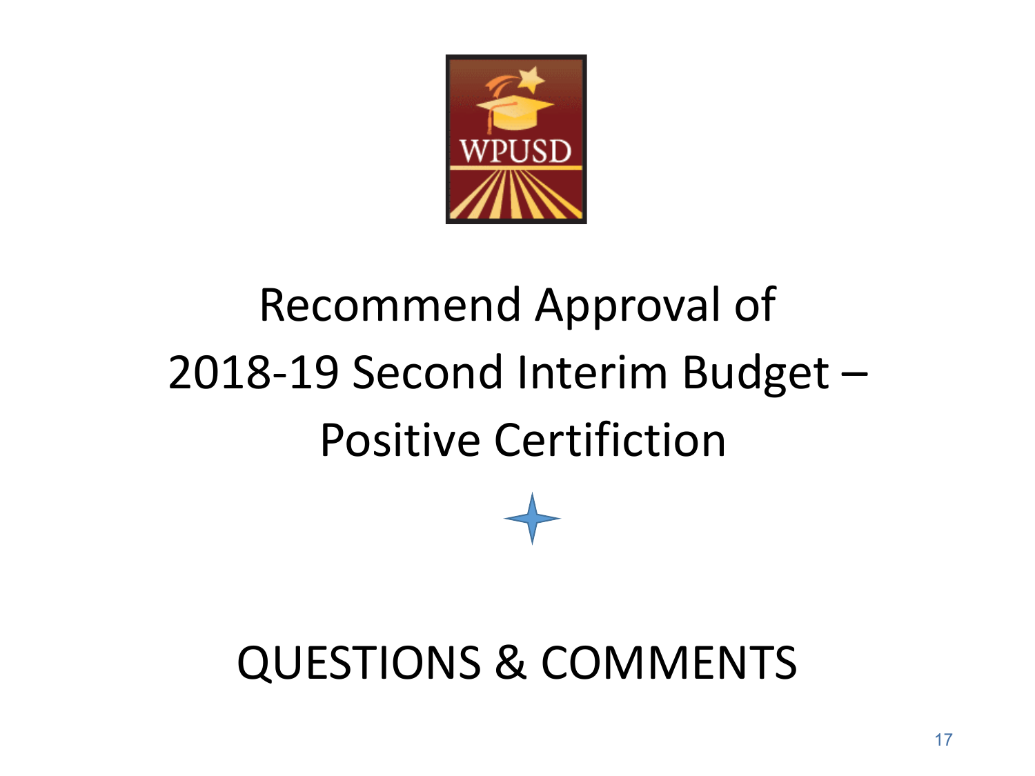# Recommend Approval of 2018-19 Second Interim Budget – Positive Certifiction

QUESTIONS & COMMENTS